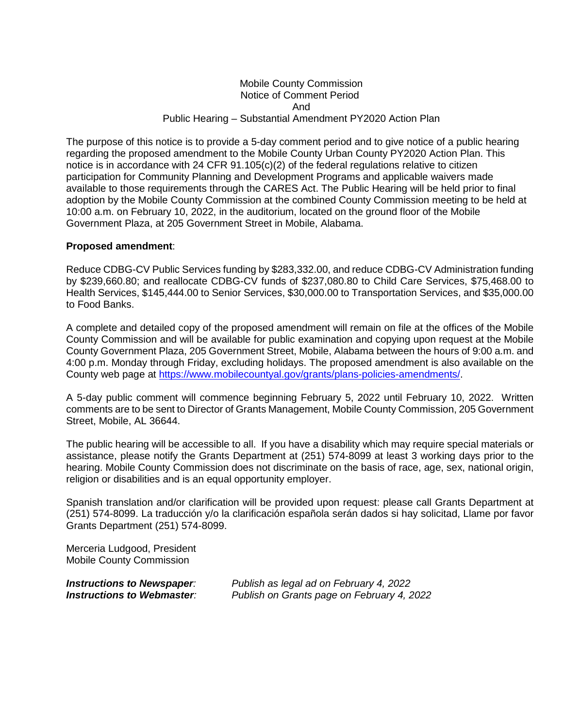# Mobile County Commission
## Notice of Comment Period
## And
## Public Hearing – Substantial Amendment PY2020 Action Plan

The purpose of this notice is to provide a 5-day comment period and to give notice of a public hearing regarding the proposed amendment to the Mobile County Urban County PY2020 Action Plan. This notice is in accordance with 24 CFR 91.105(c)(2) of the federal regulations relative to citizen participation for Community Planning and Development Programs and applicable waivers made available to those requirements through the CARES Act. The Public Hearing will be held prior to final adoption by the Mobile County Commission at the combined County Commission meeting to be held at 10:00 a.m. on February 10, 2022, in the auditorium, located on the ground floor of the Mobile Government Plaza, at 205 Government Street in Mobile, Alabama.

**Proposed amendment**:

Reduce CDBG-CV Public Services funding by $283,332.00, and reduce CDBG-CV Administration funding by $239,660.80; and reallocate CDBG-CV funds of $237,080.80 to Child Care Services, $75,468.00 to Health Services, $145,444.00 to Senior Services, $30,000.00 to Transportation Services, and $35,000.00 to Food Banks.

A complete and detailed copy of the proposed amendment will remain on file at the offices of the Mobile County Commission and will be available for public examination and copying upon request at the Mobile County Government Plaza, 205 Government Street, Mobile, Alabama between the hours of 9:00 a.m. and 4:00 p.m. Monday through Friday, excluding holidays. The proposed amendment is also available on the County web page at https://www.mobilecountyal.gov/grants/plans-policies-amendments/.

A 5-day public comment will commence beginning February 5, 2022 until February 10, 2022. Written comments are to be sent to Director of Grants Management, Mobile County Commission, 205 Government Street, Mobile, AL 36644.

The public hearing will be accessible to all. If you have a disability which may require special materials or assistance, please notify the Grants Department at (251) 574-8099 at least 3 working days prior to the hearing. Mobile County Commission does not discriminate on the basis of race, age, sex, national origin, religion or disabilities and is an equal opportunity employer.

Spanish translation and/or clarification will be provided upon request: please call Grants Department at (251) 574-8099. La traducción y/o la clarificación española serán dados si hay solicitad, Llame por favor Grants Department (251) 574-8099.

Merceria Ludgood, President
Mobile County Commission

***Instructions to Newspaper**:* *Publish as legal ad on February 4, 2022*
***Instructions to Webmaster**:* *Publish on Grants page on February 4, 2022*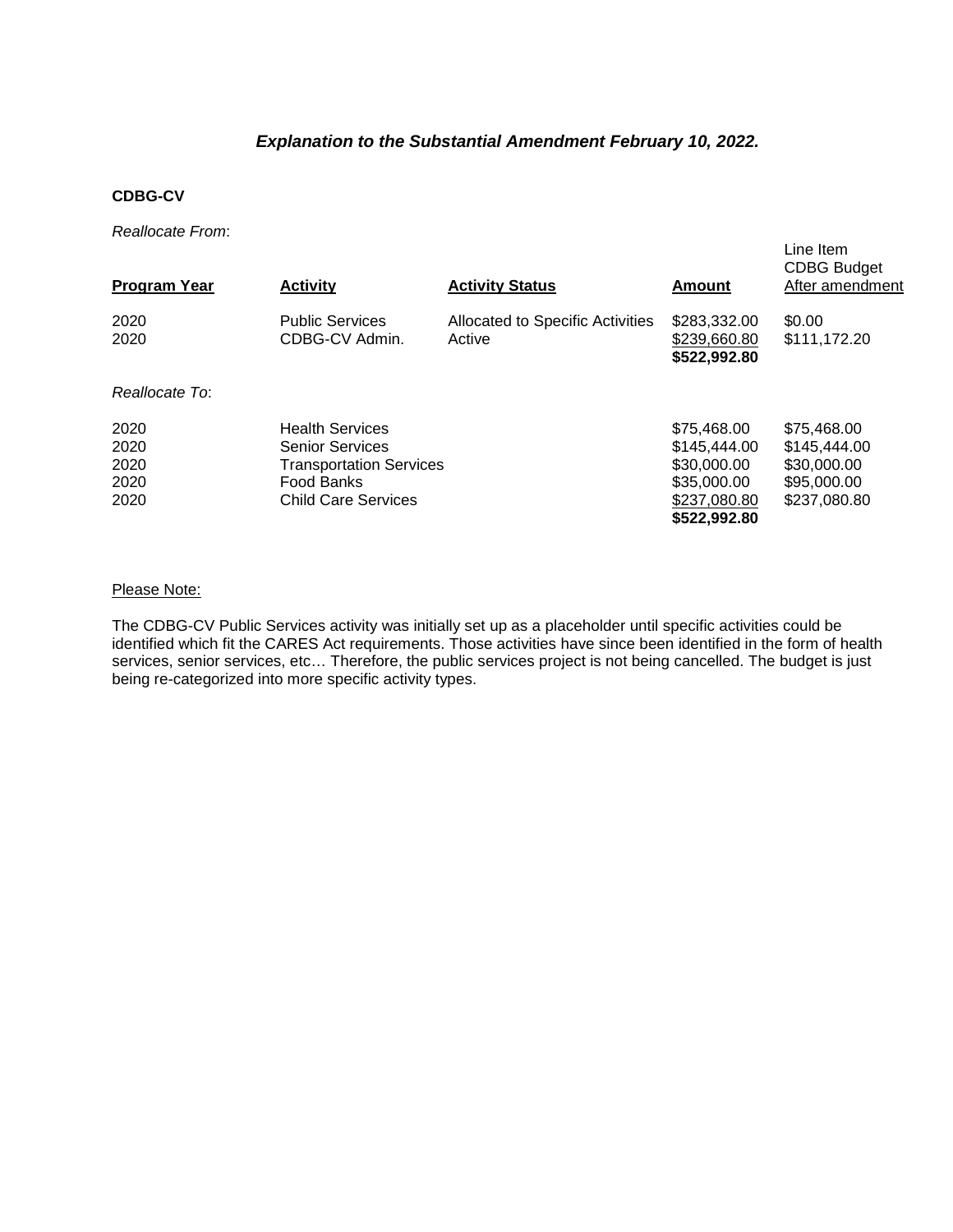***Explanation to the Substantial Amendment February 10, 2022.***

**CDBG-CV**

*Reallocate From*:

| **Program Year** | **Activity** | **Activity Status** | **Amount** | Line Item CDBG Budget After amendment |
|---|---|---|---|---|
| 2020 | Public Services | Allocated to Specific Activities | $283,332.00 | $0.00 |
| 2020 | CDBG-CV Admin. | Active | $239,660.80 | $111,172.20 |
| | | | **$522,992.80** | |

*Reallocate To*:

| | | | | |
|---|---|---|---|---|
| 2020 | Health Services | | $75,468.00 | $75,468.00 |
| 2020 | Senior Services | | $145,444.00 | $145,444.00 |
| 2020 | Transportation Services | | $30,000.00 | $30,000.00 |
| 2020 | Food Banks | | $35,000.00 | $95,000.00 |
| 2020 | Child Care Services | | $237,080.80 | $237,080.80 |
| | | | **$522,992.80** | |

Please Note:

The CDBG-CV Public Services activity was initially set up as a placeholder until specific activities could be identified which fit the CARES Act requirements. Those activities have since been identified in the form of health services, senior services, etc… Therefore, the public services project is not being cancelled. The budget is just being re-categorized into more specific activity types.